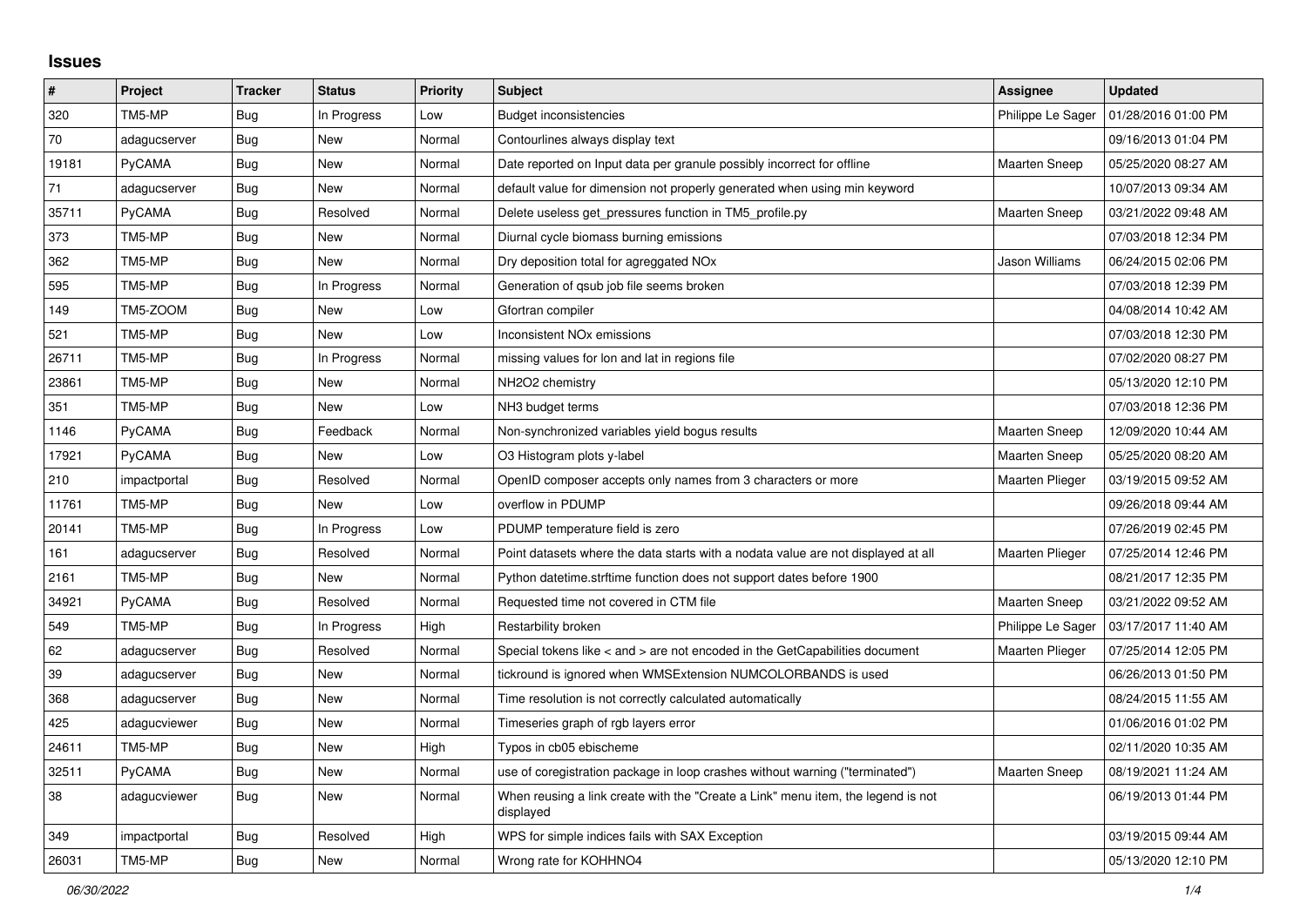## Issues

| # | Project | Tracker | Status | Priority | Subject | Assignee | Updated |
|---|---|---|---|---|---|---|---|
| 320 | TM5-MP | Bug | In Progress | Low | Budget inconsistencies | Philippe Le Sager | 01/28/2016 01:00 PM |
| 70 | adagucserver | Bug | New | Normal | Contourlines always display text | | 09/16/2013 01:04 PM |
| 19181 | PyCAMA | Bug | New | Normal | Date reported on Input data per granule possibly incorrect for offline | Maarten Sneep | 05/25/2020 08:27 AM |
| 71 | adagucserver | Bug | New | Normal | default value for dimension not properly generated when using min keyword | | 10/07/2013 09:34 AM |
| 35711 | PyCAMA | Bug | Resolved | Normal | Delete useless get_pressures function in TM5_profile.py | Maarten Sneep | 03/21/2022 09:48 AM |
| 373 | TM5-MP | Bug | New | Normal | Diurnal cycle biomass burning emissions | | 07/03/2018 12:34 PM |
| 362 | TM5-MP | Bug | New | Normal | Dry deposition total for agreggated NOx | Jason Williams | 06/24/2015 02:06 PM |
| 595 | TM5-MP | Bug | In Progress | Normal | Generation of qsub job file seems broken | | 07/03/2018 12:39 PM |
| 149 | TM5-ZOOM | Bug | New | Low | Gfortran compiler | | 04/08/2014 10:42 AM |
| 521 | TM5-MP | Bug | New | Low | Inconsistent NOx emissions | | 07/03/2018 12:30 PM |
| 26711 | TM5-MP | Bug | In Progress | Normal | missing values for lon and lat in regions file | | 07/02/2020 08:27 PM |
| 23861 | TM5-MP | Bug | New | Normal | NH2O2 chemistry | | 05/13/2020 12:10 PM |
| 351 | TM5-MP | Bug | New | Low | NH3 budget terms | | 07/03/2018 12:36 PM |
| 1146 | PyCAMA | Bug | Feedback | Normal | Non-synchronized variables yield bogus results | Maarten Sneep | 12/09/2020 10:44 AM |
| 17921 | PyCAMA | Bug | New | Low | O3 Histogram plots y-label | Maarten Sneep | 05/25/2020 08:20 AM |
| 210 | impactportal | Bug | Resolved | Normal | OpenID composer accepts only names from 3 characters or more | Maarten Plieger | 03/19/2015 09:52 AM |
| 11761 | TM5-MP | Bug | New | Low | overflow in PDUMP | | 09/26/2018 09:44 AM |
| 20141 | TM5-MP | Bug | In Progress | Low | PDUMP temperature field is zero | | 07/26/2019 02:45 PM |
| 161 | adagucserver | Bug | Resolved | Normal | Point datasets where the data starts with a nodata value are not displayed at all | Maarten Plieger | 07/25/2014 12:46 PM |
| 2161 | TM5-MP | Bug | New | Normal | Python datetime.strftime function does not support dates before 1900 | | 08/21/2017 12:35 PM |
| 34921 | PyCAMA | Bug | Resolved | Normal | Requested time not covered in CTM file | Maarten Sneep | 03/21/2022 09:52 AM |
| 549 | TM5-MP | Bug | In Progress | High | Restarbility broken | Philippe Le Sager | 03/17/2017 11:40 AM |
| 62 | adagucserver | Bug | Resolved | Normal | Special tokens like < and > are not encoded in the GetCapabilities document | Maarten Plieger | 07/25/2014 12:05 PM |
| 39 | adagucserver | Bug | New | Normal | tickround is ignored when WMSExtension NUMCOLORBANDS is used | | 06/26/2013 01:50 PM |
| 368 | adagucserver | Bug | New | Normal | Time resolution is not correctly calculated automatically | | 08/24/2015 11:55 AM |
| 425 | adagucviewer | Bug | New | Normal | Timeseries graph of rgb layers error | | 01/06/2016 01:02 PM |
| 24611 | TM5-MP | Bug | New | High | Typos in cb05 ebischeme | | 02/11/2020 10:35 AM |
| 32511 | PyCAMA | Bug | New | Normal | use of coregistration package in loop crashes without warning ("terminated") | Maarten Sneep | 08/19/2021 11:24 AM |
| 38 | adagucviewer | Bug | New | Normal | When reusing a link create with the "Create a Link" menu item, the legend is not displayed | | 06/19/2013 01:44 PM |
| 349 | impactportal | Bug | Resolved | High | WPS for simple indices fails with SAX Exception | | 03/19/2015 09:44 AM |
| 26031 | TM5-MP | Bug | New | Normal | Wrong rate for KOHHNO4 | | 05/13/2020 12:10 PM |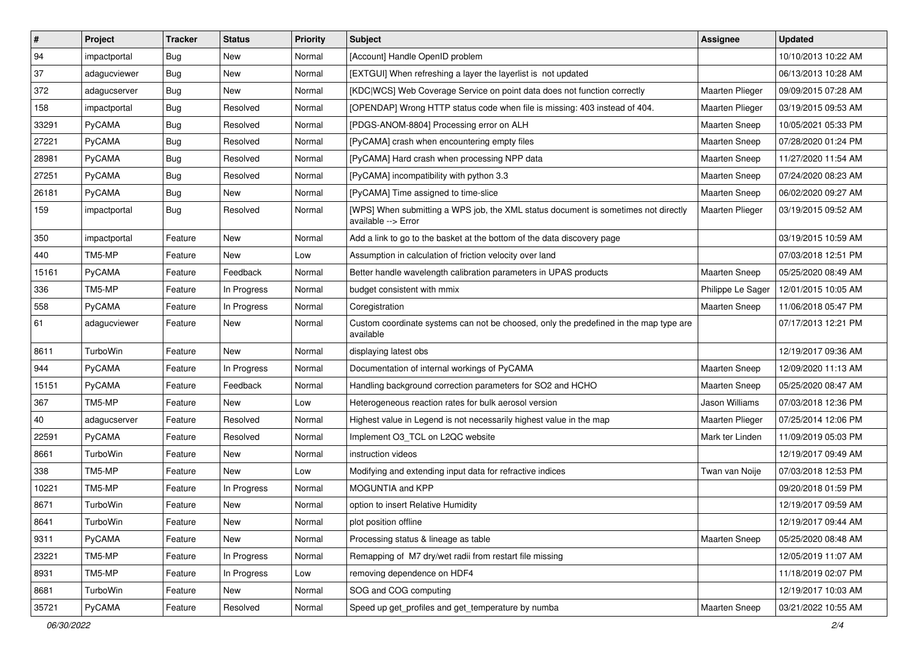| # | Project | Tracker | Status | Priority | Subject | Assignee | Updated |
|---|---|---|---|---|---|---|---|
| 94 | impactportal | Bug | New | Normal | [Account] Handle OpenID problem | | 10/10/2013 10:22 AM |
| 37 | adagucviewer | Bug | New | Normal | [EXTGUI] When refreshing a layer the layerlist is not updated | | 06/13/2013 10:28 AM |
| 372 | adagucserver | Bug | New | Normal | [KDC\|WCS] Web Coverage Service on point data does not function correctly | Maarten Plieger | 09/09/2015 07:28 AM |
| 158 | impactportal | Bug | Resolved | Normal | [OPENDAP] Wrong HTTP status code when file is missing: 403 instead of 404. | Maarten Plieger | 03/19/2015 09:53 AM |
| 33291 | PyCAMA | Bug | Resolved | Normal | [PDGS-ANOM-8804] Processing error on ALH | Maarten Sneep | 10/05/2021 05:33 PM |
| 27221 | PyCAMA | Bug | Resolved | Normal | [PyCAMA] crash when encountering empty files | Maarten Sneep | 07/28/2020 01:24 PM |
| 28981 | PyCAMA | Bug | Resolved | Normal | [PyCAMA] Hard crash when processing NPP data | Maarten Sneep | 11/27/2020 11:54 AM |
| 27251 | PyCAMA | Bug | Resolved | Normal | [PyCAMA] incompatibility with python 3.3 | Maarten Sneep | 07/24/2020 08:23 AM |
| 26181 | PyCAMA | Bug | New | Normal | [PyCAMA] Time assigned to time-slice | Maarten Sneep | 06/02/2020 09:27 AM |
| 159 | impactportal | Bug | Resolved | Normal | [WPS] When submitting a WPS job, the XML status document is sometimes not directly available --> Error | Maarten Plieger | 03/19/2015 09:52 AM |
| 350 | impactportal | Feature | New | Normal | Add a link to go to the basket at the bottom of the data discovery page | | 03/19/2015 10:59 AM |
| 440 | TM5-MP | Feature | New | Low | Assumption in calculation of friction velocity over land | | 07/03/2018 12:51 PM |
| 15161 | PyCAMA | Feature | Feedback | Normal | Better handle wavelength calibration parameters in UPAS products | Maarten Sneep | 05/25/2020 08:49 AM |
| 336 | TM5-MP | Feature | In Progress | Normal | budget consistent with mmix | Philippe Le Sager | 12/01/2015 10:05 AM |
| 558 | PyCAMA | Feature | In Progress | Normal | Coregistration | Maarten Sneep | 11/06/2018 05:47 PM |
| 61 | adagucviewer | Feature | New | Normal | Custom coordinate systems can not be choosed, only the predefined in the map type are available | | 07/17/2013 12:21 PM |
| 8611 | TurboWin | Feature | New | Normal | displaying latest obs | | 12/19/2017 09:36 AM |
| 944 | PyCAMA | Feature | In Progress | Normal | Documentation of internal workings of PyCAMA | Maarten Sneep | 12/09/2020 11:13 AM |
| 15151 | PyCAMA | Feature | Feedback | Normal | Handling background correction parameters for SO2 and HCHO | Maarten Sneep | 05/25/2020 08:47 AM |
| 367 | TM5-MP | Feature | New | Low | Heterogeneous reaction rates for bulk aerosol version | Jason Williams | 07/03/2018 12:36 PM |
| 40 | adagucserver | Feature | Resolved | Normal | Highest value in Legend is not necessarily highest value in the map | Maarten Plieger | 07/25/2014 12:06 PM |
| 22591 | PyCAMA | Feature | Resolved | Normal | Implement O3_TCL on L2QC website | Mark ter Linden | 11/09/2019 05:03 PM |
| 8661 | TurboWin | Feature | New | Normal | instruction videos | | 12/19/2017 09:49 AM |
| 338 | TM5-MP | Feature | New | Low | Modifying and extending input data for refractive indices | Twan van Noije | 07/03/2018 12:53 PM |
| 10221 | TM5-MP | Feature | In Progress | Normal | MOGUNTIA and KPP | | 09/20/2018 01:59 PM |
| 8671 | TurboWin | Feature | New | Normal | option to insert Relative Humidity | | 12/19/2017 09:59 AM |
| 8641 | TurboWin | Feature | New | Normal | plot position offline | | 12/19/2017 09:44 AM |
| 9311 | PyCAMA | Feature | New | Normal | Processing status & lineage as table | Maarten Sneep | 05/25/2020 08:48 AM |
| 23221 | TM5-MP | Feature | In Progress | Normal | Remapping of M7 dry/wet radii from restart file missing | | 12/05/2019 11:07 AM |
| 8931 | TM5-MP | Feature | In Progress | Low | removing dependence on HDF4 | | 11/18/2019 02:07 PM |
| 8681 | TurboWin | Feature | New | Normal | SOG and COG computing | | 12/19/2017 10:03 AM |
| 35721 | PyCAMA | Feature | Resolved | Normal | Speed up get_profiles and get_temperature by numba | Maarten Sneep | 03/21/2022 10:55 AM |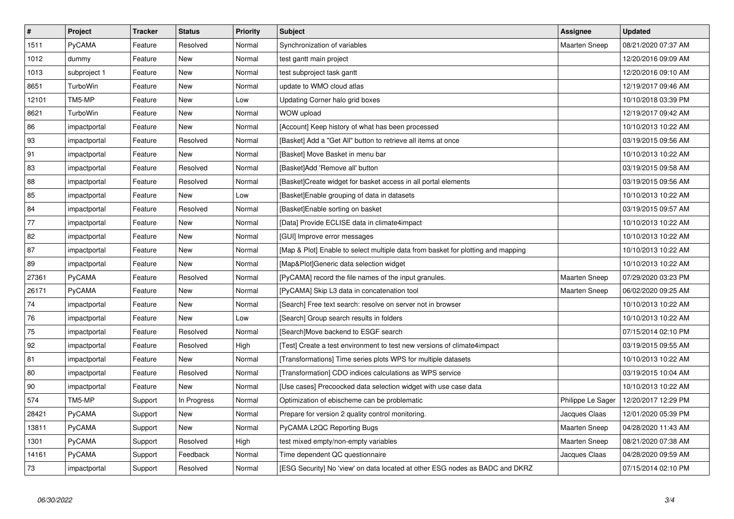| # | Project | Tracker | Status | Priority | Subject | Assignee | Updated |
|---|---|---|---|---|---|---|---|
| 1511 | PyCAMA | Feature | Resolved | Normal | Synchronization of variables | Maarten Sneep | 08/21/2020 07:37 AM |
| 1012 | dummy | Feature | New | Normal | test gantt main project | | 12/20/2016 09:09 AM |
| 1013 | subproject 1 | Feature | New | Normal | test subproject task gantt | | 12/20/2016 09:10 AM |
| 8651 | TurboWin | Feature | New | Normal | update to WMO cloud atlas | | 12/19/2017 09:46 AM |
| 12101 | TM5-MP | Feature | New | Low | Updating Corner halo grid boxes | | 10/10/2018 03:39 PM |
| 8621 | TurboWin | Feature | New | Normal | WOW upload | | 12/19/2017 09:42 AM |
| 86 | impactportal | Feature | New | Normal | [Account] Keep history of what has been processed | | 10/10/2013 10:22 AM |
| 93 | impactportal | Feature | Resolved | Normal | [Basket] Add a "Get All" button to retrieve all items at once | | 03/19/2015 09:56 AM |
| 91 | impactportal | Feature | New | Normal | [Basket] Move Basket in menu bar | | 10/10/2013 10:22 AM |
| 83 | impactportal | Feature | Resolved | Normal | [Basket]Add 'Remove all' button | | 03/19/2015 09:58 AM |
| 88 | impactportal | Feature | Resolved | Normal | [Basket]Create widget for basket access in all portal elements | | 03/19/2015 09:56 AM |
| 85 | impactportal | Feature | New | Low | [Basket]Enable grouping of data in datasets | | 10/10/2013 10:22 AM |
| 84 | impactportal | Feature | Resolved | Normal | [Basket]Enable sorting on basket | | 03/19/2015 09:57 AM |
| 77 | impactportal | Feature | New | Normal | [Data] Provide ECLISE data in climate4impact | | 10/10/2013 10:22 AM |
| 82 | impactportal | Feature | New | Normal | [GUI] Improve error messages | | 10/10/2013 10:22 AM |
| 87 | impactportal | Feature | New | Normal | [Map & Plot] Enable to select multiple data from basket for plotting and mapping | | 10/10/2013 10:22 AM |
| 89 | impactportal | Feature | New | Normal | [Map&Plot]Generic data selection widget | | 10/10/2013 10:22 AM |
| 27361 | PyCAMA | Feature | Resolved | Normal | [PyCAMA] record the file names of the input granules. | Maarten Sneep | 07/29/2020 03:23 PM |
| 26171 | PyCAMA | Feature | New | Normal | [PyCAMA] Skip L3 data in concatenation tool | Maarten Sneep | 06/02/2020 09:25 AM |
| 74 | impactportal | Feature | New | Normal | [Search] Free text search: resolve on server not in browser | | 10/10/2013 10:22 AM |
| 76 | impactportal | Feature | New | Low | [Search] Group search results in folders | | 10/10/2013 10:22 AM |
| 75 | impactportal | Feature | Resolved | Normal | [Search]Move backend to ESGF search | | 07/15/2014 02:10 PM |
| 92 | impactportal | Feature | Resolved | High | [Test] Create a test environment to test new versions of climate4impact | | 03/19/2015 09:55 AM |
| 81 | impactportal | Feature | New | Normal | [Transformations] Time series plots WPS for multiple datasets | | 10/10/2013 10:22 AM |
| 80 | impactportal | Feature | Resolved | Normal | [Transformation] CDO indices calculations as WPS service | | 03/19/2015 10:04 AM |
| 90 | impactportal | Feature | New | Normal | [Use cases] Precoocked data selection widget with use case data | | 10/10/2013 10:22 AM |
| 574 | TM5-MP | Support | In Progress | Normal | Optimization of ebischeme can be problematic | Philippe Le Sager | 12/20/2017 12:29 PM |
| 28421 | PyCAMA | Support | New | Normal | Prepare for version 2 quality control monitoring. | Jacques Claas | 12/01/2020 05:39 PM |
| 13811 | PyCAMA | Support | New | Normal | PyCAMA L2QC Reporting Bugs | Maarten Sneep | 04/28/2020 11:43 AM |
| 1301 | PyCAMA | Support | Resolved | High | test mixed empty/non-empty variables | Maarten Sneep | 08/21/2020 07:38 AM |
| 14161 | PyCAMA | Support | Feedback | Normal | Time dependent QC questionnaire | Jacques Claas | 04/28/2020 09:59 AM |
| 73 | impactportal | Support | Resolved | Normal | [ESG Security] No 'view' on data located at other ESG nodes as BADC and DKRZ | | 07/15/2014 02:10 PM |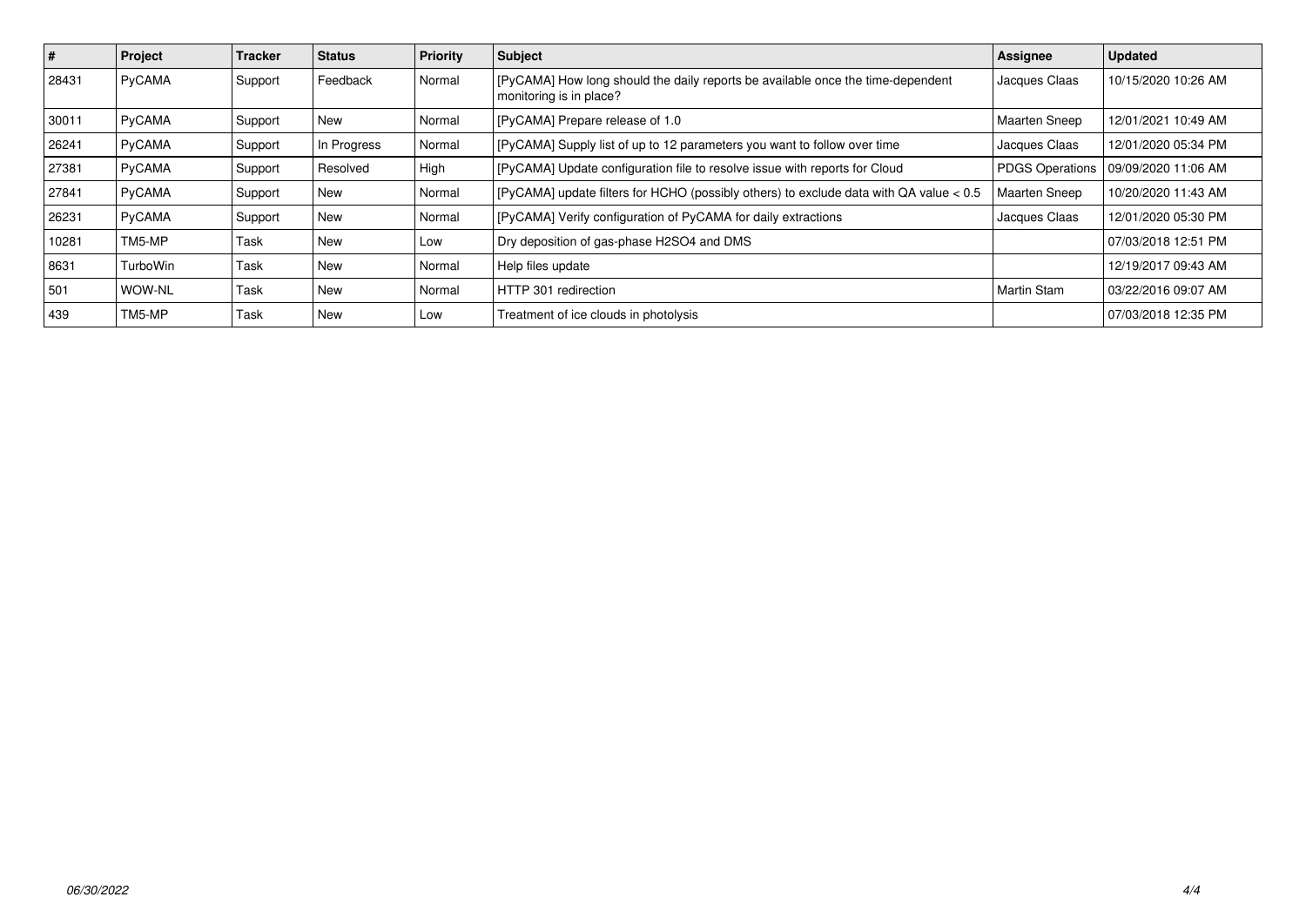| # | Project | Tracker | Status | Priority | Subject | Assignee | Updated |
|---|---|---|---|---|---|---|---|
| 28431 | PyCAMA | Support | Feedback | Normal | [PyCAMA] How long should the daily reports be available once the time-dependent monitoring is in place? | Jacques Claas | 10/15/2020 10:26 AM |
| 30011 | PyCAMA | Support | New | Normal | [PyCAMA] Prepare release of 1.0 | Maarten Sneep | 12/01/2021 10:49 AM |
| 26241 | PyCAMA | Support | In Progress | Normal | [PyCAMA] Supply list of up to 12 parameters you want to follow over time | Jacques Claas | 12/01/2020 05:34 PM |
| 27381 | PyCAMA | Support | Resolved | High | [PyCAMA] Update configuration file to resolve issue with reports for Cloud | PDGS Operations | 09/09/2020 11:06 AM |
| 27841 | PyCAMA | Support | New | Normal | [PyCAMA] update filters for HCHO (possibly others) to exclude data with QA value < 0.5 | Maarten Sneep | 10/20/2020 11:43 AM |
| 26231 | PyCAMA | Support | New | Normal | [PyCAMA] Verify configuration of PyCAMA for daily extractions | Jacques Claas | 12/01/2020 05:30 PM |
| 10281 | TM5-MP | Task | New | Low | Dry deposition of gas-phase H2SO4 and DMS | | 07/03/2018 12:51 PM |
| 8631 | TurboWin | Task | New | Normal | Help files update | | 12/19/2017 09:43 AM |
| 501 | WOW-NL | Task | New | Normal | HTTP 301 redirection | Martin Stam | 03/22/2016 09:07 AM |
| 439 | TM5-MP | Task | New | Low | Treatment of ice clouds in photolysis | | 07/03/2018 12:35 PM |